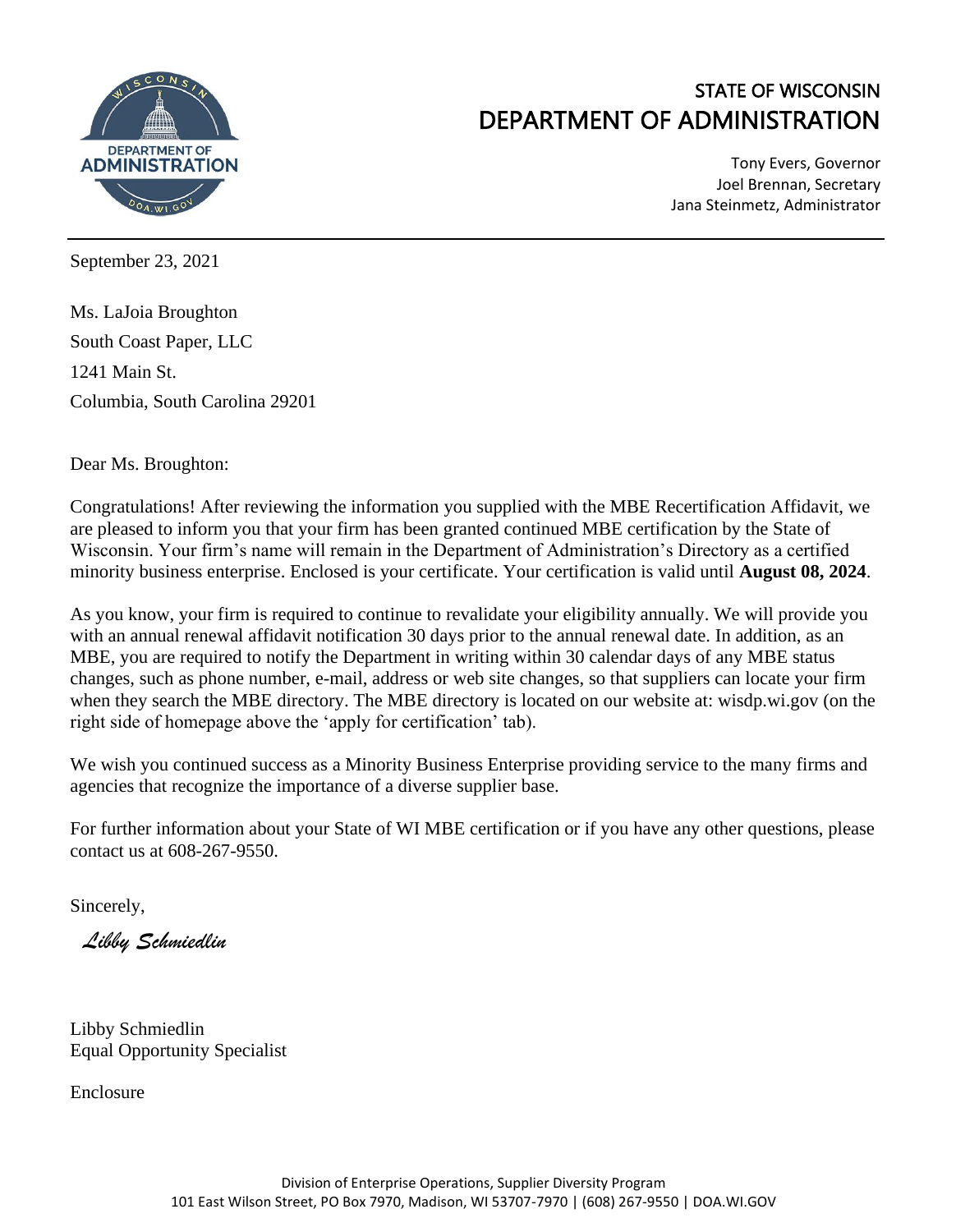# STATE OF WISCONSIN
# DEPARTMENT OF ADMINISTRATION

Tony Evers, Governor
Joel Brennan, Secretary
Jana Steinmetz, Administrator

---

September 23, 2021

Ms. LaJoia Broughton
South Coast Paper, LLC
1241 Main St.
Columbia, South Carolina 29201

Dear Ms. Broughton:

Congratulations! After reviewing the information you supplied with the MBE Recertification Affidavit, we are pleased to inform you that your firm has been granted continued MBE certification by the State of Wisconsin. Your firm's name will remain in the Department of Administration's Directory as a certified minority business enterprise. Enclosed is your certificate. Your certification is valid until **August 08, 2024**.

As you know, your firm is required to continue to revalidate your eligibility annually. We will provide you with an annual renewal affidavit notification 30 days prior to the annual renewal date. In addition, as an MBE, you are required to notify the Department in writing within 30 calendar days of any MBE status changes, such as phone number, e-mail, address or web site changes, so that suppliers can locate your firm when they search the MBE directory. The MBE directory is located on our website at: wisdp.wi.gov (on the right side of homepage above the 'apply for certification' tab).

We wish you continued success as a Minority Business Enterprise providing service to the many firms and agencies that recognize the importance of a diverse supplier base.

For further information about your State of WI MBE certification or if you have any other questions, please contact us at 608-267-9550.

Sincerely,

*Libby Schmiedlin*

Libby Schmiedlin
Equal Opportunity Specialist

Enclosure

Division of Enterprise Operations, Supplier Diversity Program
101 East Wilson Street, PO Box 7970, Madison, WI 53707-7970 | (608) 267-9550 | DOA.WI.GOV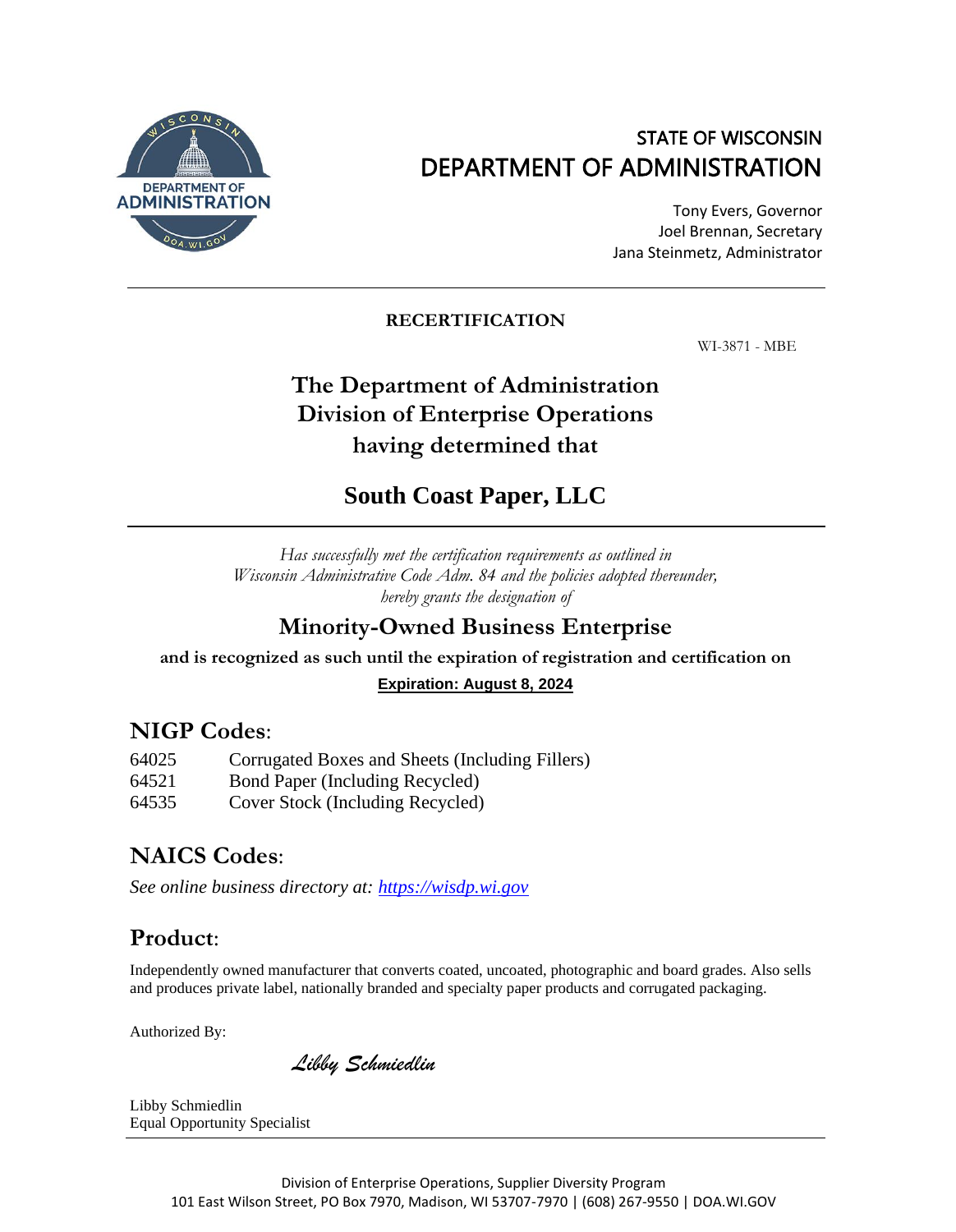STATE OF WISCONSIN
# DEPARTMENT OF ADMINISTRATION

Tony Evers, Governor
Joel Brennan, Secretary
Jana Steinmetz, Administrator

---

**RECERTIFICATION**

WI-3871 - MBE

## The Department of Administration Division of Enterprise Operations having determined that

## South Coast Paper, LLC

---

*Has successfully met the certification requirements as outlined in Wisconsin Administrative Code Adm. 84 and the policies adopted thereunder, hereby grants the designation of*

## Minority-Owned Business Enterprise

**and is recognized as such until the expiration of registration and certification on**

**Expiration: August 8, 2024**

## NIGP Codes:

| | |
|---|---|
| 64025 | Corrugated Boxes and Sheets (Including Fillers) |
| 64521 | Bond Paper (Including Recycled) |
| 64535 | Cover Stock (Including Recycled) |

## NAICS Codes:

*See online business directory at: https://wisdp.wi.gov*

## Product:

Independently owned manufacturer that converts coated, uncoated, photographic and board grades. Also sells and produces private label, nationally branded and specialty paper products and corrugated packaging.

Authorized By:

*Libby Schmiedlin*

Libby Schmiedlin
Equal Opportunity Specialist

---

Division of Enterprise Operations, Supplier Diversity Program
101 East Wilson Street, PO Box 7970, Madison, WI 53707-7970 | (608) 267-9550 | DOA.WI.GOV